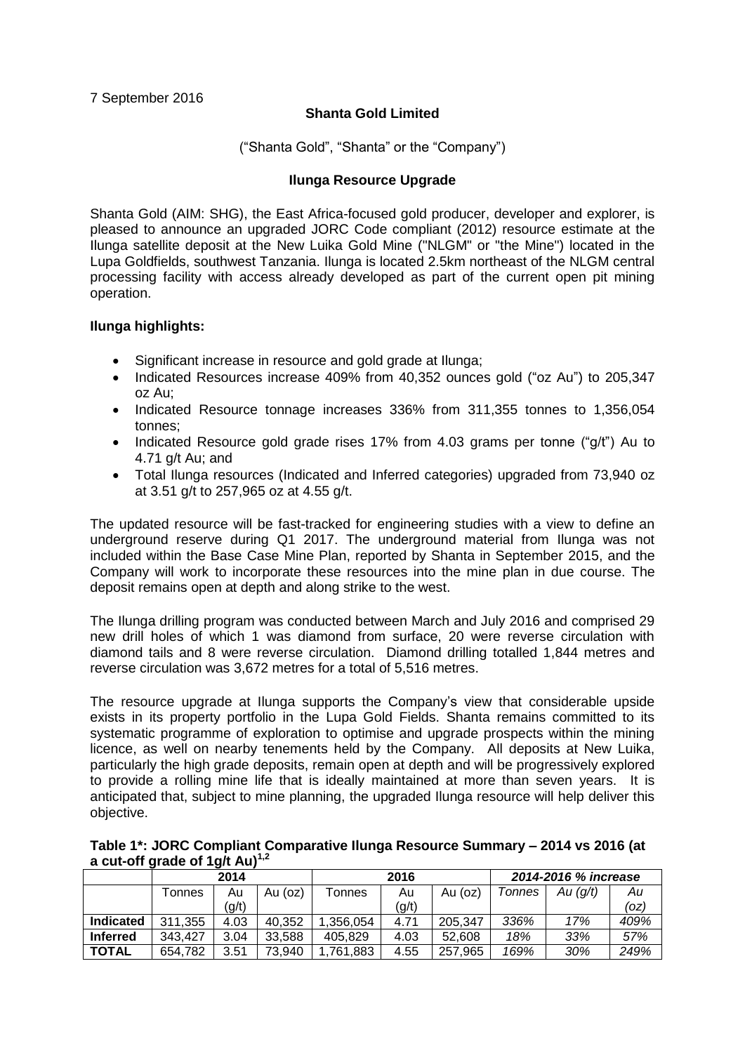7 September 2016

**Shanta Gold Limited**

("Shanta Gold", "Shanta" or the "Company")

**Ilunga Resource Upgrade**

Shanta Gold (AIM: SHG), the East Africa-focused gold producer, developer and explorer, is pleased to announce an upgraded JORC Code compliant (2012) resource estimate at the Ilunga satellite deposit at the New Luika Gold Mine ("NLGM" or "the Mine") located in the Lupa Goldfields, southwest Tanzania. Ilunga is located 2.5km northeast of the NLGM central processing facility with access already developed as part of the current open pit mining operation.

**Ilunga highlights:**

- Significant increase in resource and gold grade at Ilunga;
- Indicated Resources increase 409% from 40,352 ounces gold ("oz Au") to 205,347 oz Au;
- Indicated Resource tonnage increases 336% from 311,355 tonnes to 1,356,054 tonnes;
- Indicated Resource gold grade rises 17% from 4.03 grams per tonne ("g/t") Au to 4.71 g/t Au; and
- Total Ilunga resources (Indicated and Inferred categories) upgraded from 73,940 oz at 3.51 g/t to 257,965 oz at 4.55 g/t.

The updated resource will be fast-tracked for engineering studies with a view to define an underground reserve during Q1 2017. The underground material from Ilunga was not included within the Base Case Mine Plan, reported by Shanta in September 2015, and the Company will work to incorporate these resources into the mine plan in due course. The deposit remains open at depth and along strike to the west.

The Ilunga drilling program was conducted between March and July 2016 and comprised 29 new drill holes of which 1 was diamond from surface, 20 were reverse circulation with diamond tails and 8 were reverse circulation. Diamond drilling totalled 1,844 metres and reverse circulation was 3,672 metres for a total of 5,516 metres.

The resource upgrade at Ilunga supports the Company's view that considerable upside exists in its property portfolio in the Lupa Gold Fields. Shanta remains committed to its systematic programme of exploration to optimise and upgrade prospects within the mining licence, as well on nearby tenements held by the Company. All deposits at New Luika, particularly the high grade deposits, remain open at depth and will be progressively explored to provide a rolling mine life that is ideally maintained at more than seven years. It is anticipated that, subject to mine planning, the upgraded Ilunga resource will help deliver this objective.

**Table 1\*: JORC Compliant Comparative Ilunga Resource Summary – 2014 vs 2016 (at a cut-off grade of 1g/t Au)[1,2]**

| | 2014 | | | 2016 | | | *2014-2016 % increase* | | |
|---|---|---|---|---|---|---|---|---|---|
| | Tonnes | Au (g/t) | Au (oz) | Tonnes | Au (g/t) | Au (oz) | *Tonnes* | *Au (g/t)* | *Au (oz)* |
| **Indicated** | 311,355 | 4.03 | 40,352 | 1,356,054 | 4.71 | 205,347 | *336%* | *17%* | *409%* |
| **Inferred** | 343,427 | 3.04 | 33,588 | 405,829 | 4.03 | 52,608 | *18%* | *33%* | *57%* |
| **TOTAL** | 654,782 | 3.51 | 73,940 | 1,761,883 | 4.55 | 257,965 | *169%* | *30%* | *249%* |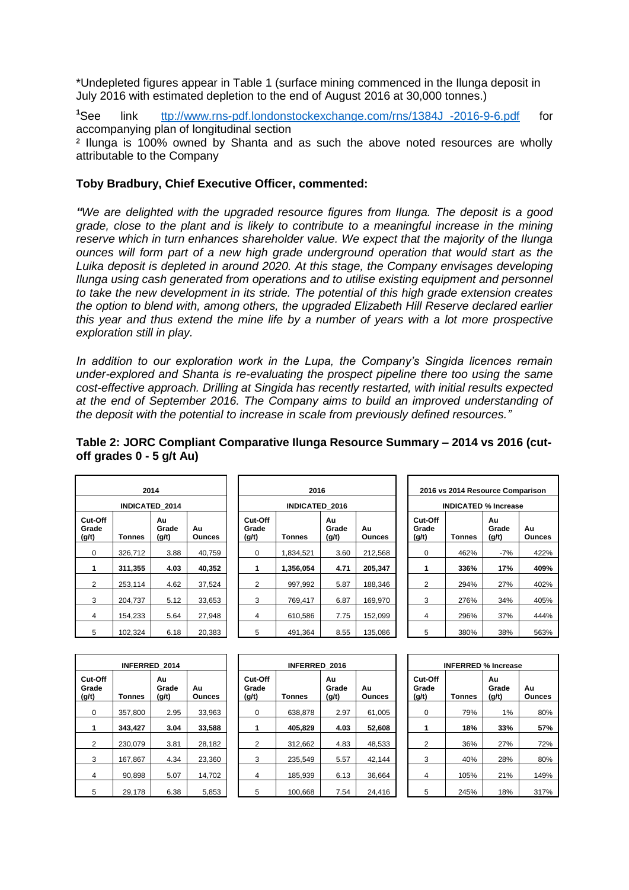*Undepleted figures appear in Table 1 (surface mining commenced in the Ilunga deposit in July 2016 with estimated depletion to the end of August 2016 at 30,000 tonnes.)

[1]See link ttp://www.rns-pdf.londonstockexchange.com/rns/1384J_-2016-9-6.pdf for accompanying plan of longitudinal section

[2] Ilunga is 100% owned by Shanta and as such the above noted resources are wholly attributable to the Company

**Toby Bradbury, Chief Executive Officer, commented:**

*"We are delighted with the upgraded resource figures from Ilunga. The deposit is a good grade, close to the plant and is likely to contribute to a meaningful increase in the mining reserve which in turn enhances shareholder value. We expect that the majority of the Ilunga ounces will form part of a new high grade underground operation that would start as the Luika deposit is depleted in around 2020. At this stage, the Company envisages developing Ilunga using cash generated from operations and to utilise existing equipment and personnel to take the new development in its stride. The potential of this high grade extension creates the option to blend with, among others, the upgraded Elizabeth Hill Reserve declared earlier this year and thus extend the mine life by a number of years with a lot more prospective exploration still in play.*

*In addition to our exploration work in the Lupa, the Company's Singida licences remain under-explored and Shanta is re-evaluating the prospect pipeline there too using the same cost-effective approach. Drilling at Singida has recently restarted, with initial results expected at the end of September 2016. The Company aims to build an improved understanding of the deposit with the potential to increase in scale from previously defined resources."*

**Table 2: JORC Compliant Comparative Ilunga Resource Summary – 2014 vs 2016 (cut-off grades 0 - 5 g/t Au)**

| 2014 | | | | 2016 | | | | 2016 vs 2014 Resource Comparison | | | |
|---|---|---|---|---|---|---|---|---|---|---|---|
| INDICATED_2014 | | | | INDICATED_2016 | | | | INDICATED % Increase | | | |
| Cut-Off Grade (g/t) | Tonnes | Au Grade (g/t) | Au Ounces | Cut-Off Grade (g/t) | Tonnes | Au Grade (g/t) | Au Ounces | Cut-Off Grade (g/t) | Tonnes | Au Grade (g/t) | Au Ounces |
| 0 | 326,712 | 3.88 | 40,759 | 0 | 1,834,521 | 3.60 | 212,568 | 0 | 462% | -7% | 422% |
| **1** | **311,355** | **4.03** | **40,352** | **1** | **1,356,054** | **4.71** | **205,347** | **1** | **336%** | **17%** | **409%** |
| 2 | 253,114 | 4.62 | 37,524 | 2 | 997,992 | 5.87 | 188,346 | 2 | 294% | 27% | 402% |
| 3 | 204,737 | 5.12 | 33,653 | 3 | 769,417 | 6.87 | 169,970 | 3 | 276% | 34% | 405% |
| 4 | 154,233 | 5.64 | 27,948 | 4 | 610,586 | 7.75 | 152,099 | 4 | 296% | 37% | 444% |
| 5 | 102,324 | 6.18 | 20,383 | 5 | 491,364 | 8.55 | 135,086 | 5 | 380% | 38% | 563% |

| INFERRED_2014 | | | | INFERRED_2016 | | | | INFERRED % Increase | | | |
|---|---|---|---|---|---|---|---|---|---|---|---|
| Cut-Off Grade (g/t) | Tonnes | Au Grade (g/t) | Au Ounces | Cut-Off Grade (g/t) | Tonnes | Au Grade (g/t) | Au Ounces | Cut-Off Grade (g/t) | Tonnes | Au Grade (g/t) | Au Ounces |
| 0 | 357,800 | 2.95 | 33,963 | 0 | 638,878 | 2.97 | 61,005 | 0 | 79% | 1% | 80% |
| **1** | **343,427** | **3.04** | **33,588** | **1** | **405,829** | **4.03** | **52,608** | **1** | **18%** | **33%** | **57%** |
| 2 | 230,079 | 3.81 | 28,182 | 2 | 312,662 | 4.83 | 48,533 | 2 | 36% | 27% | 72% |
| 3 | 167,867 | 4.34 | 23,360 | 3 | 235,549 | 5.57 | 42,144 | 3 | 40% | 28% | 80% |
| 4 | 90,898 | 5.07 | 14,702 | 4 | 185,939 | 6.13 | 36,664 | 4 | 105% | 21% | 149% |
| 5 | 29,178 | 6.38 | 5,853 | 5 | 100,668 | 7.54 | 24,416 | 5 | 245% | 18% | 317% |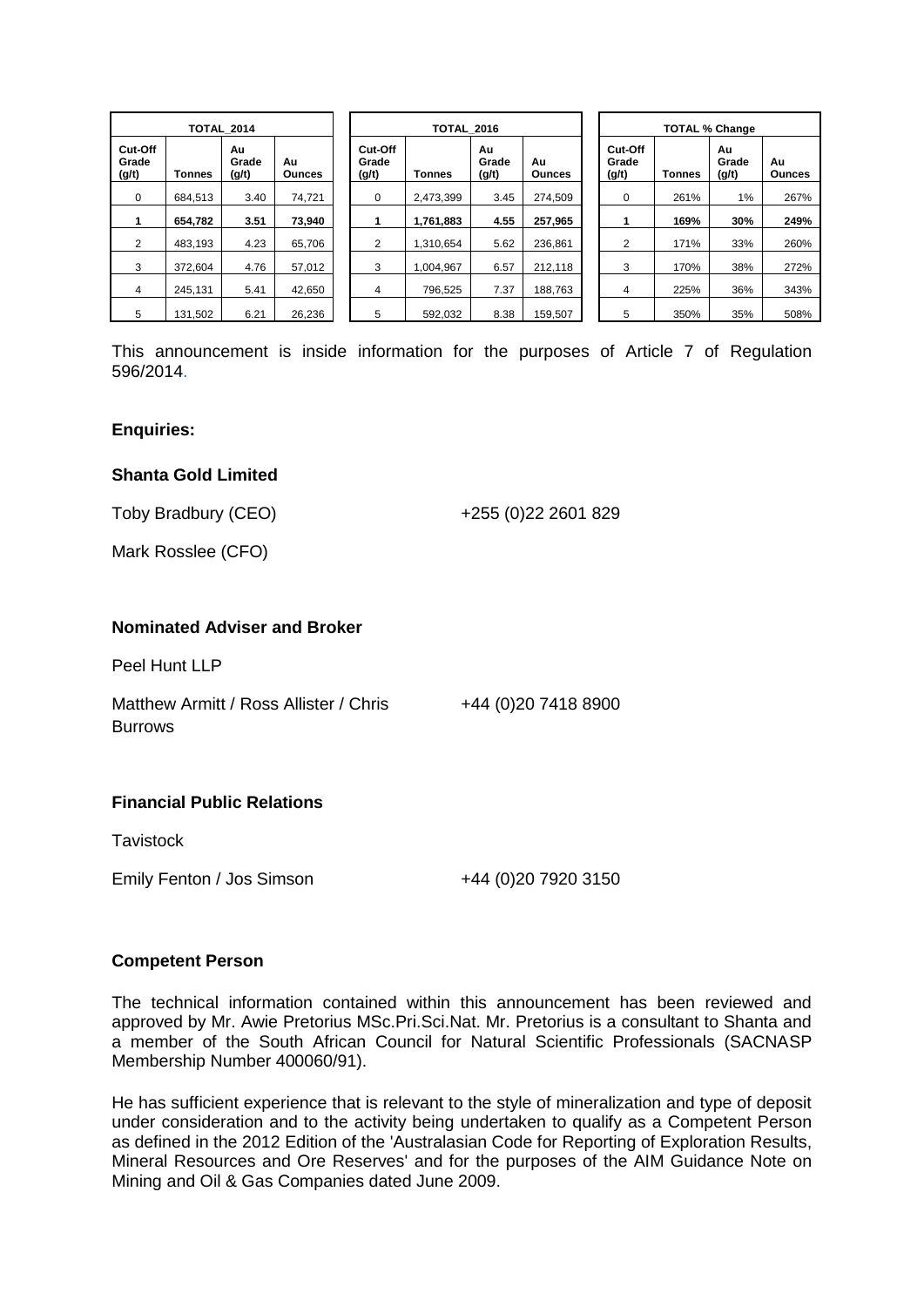| TOTAL_2014 | | | |
|---|---|---|---|
| Cut-Off Grade (g/t) | Tonnes | Au Grade (g/t) | Au Ounces |
| 0 | 684,513 | 3.40 | 74,721 |
| **1** | **654,782** | **3.51** | **73,940** |
| 2 | 483,193 | 4.23 | 65,706 |
| 3 | 372,604 | 4.76 | 57,012 |
| 4 | 245,131 | 5.41 | 42,650 |
| 5 | 131,502 | 6.21 | 26,236 |

| TOTAL_2016 | | | |
|---|---|---|---|
| Cut-Off Grade (g/t) | Tonnes | Au Grade (g/t) | Au Ounces |
| 0 | 2,473,399 | 3.45 | 274,509 |
| **1** | **1,761,883** | **4.55** | **257,965** |
| 2 | 1,310,654 | 5.62 | 236,861 |
| 3 | 1,004,967 | 6.57 | 212,118 |
| 4 | 796,525 | 7.37 | 188,763 |
| 5 | 592,032 | 8.38 | 159,507 |

| TOTAL % Change | | | |
|---|---|---|---|
| Cut-Off Grade (g/t) | Tonnes | Au Grade (g/t) | Au Ounces |
| 0 | 261% | 1% | 267% |
| **1** | **169%** | **30%** | **249%** |
| 2 | 171% | 33% | 260% |
| 3 | 170% | 38% | 272% |
| 4 | 225% | 36% | 343% |
| 5 | 350% | 35% | 508% |

This announcement is inside information for the purposes of Article 7 of Regulation 596/2014.

**Enquiries:**

**Shanta Gold Limited**

Toby Bradbury (CEO) +255 (0)22 2601 829

Mark Rosslee (CFO)

**Nominated Adviser and Broker**

Peel Hunt LLP

Matthew Armitt / Ross Allister / Chris Burrows +44 (0)20 7418 8900

**Financial Public Relations**

Tavistock

Emily Fenton / Jos Simson +44 (0)20 7920 3150

**Competent Person**

The technical information contained within this announcement has been reviewed and approved by Mr. Awie Pretorius MSc.Pri.Sci.Nat. Mr. Pretorius is a consultant to Shanta and a member of the South African Council for Natural Scientific Professionals (SACNASP Membership Number 400060/91).

He has sufficient experience that is relevant to the style of mineralization and type of deposit under consideration and to the activity being undertaken to qualify as a Competent Person as defined in the 2012 Edition of the 'Australasian Code for Reporting of Exploration Results, Mineral Resources and Ore Reserves' and for the purposes of the AIM Guidance Note on Mining and Oil & Gas Companies dated June 2009.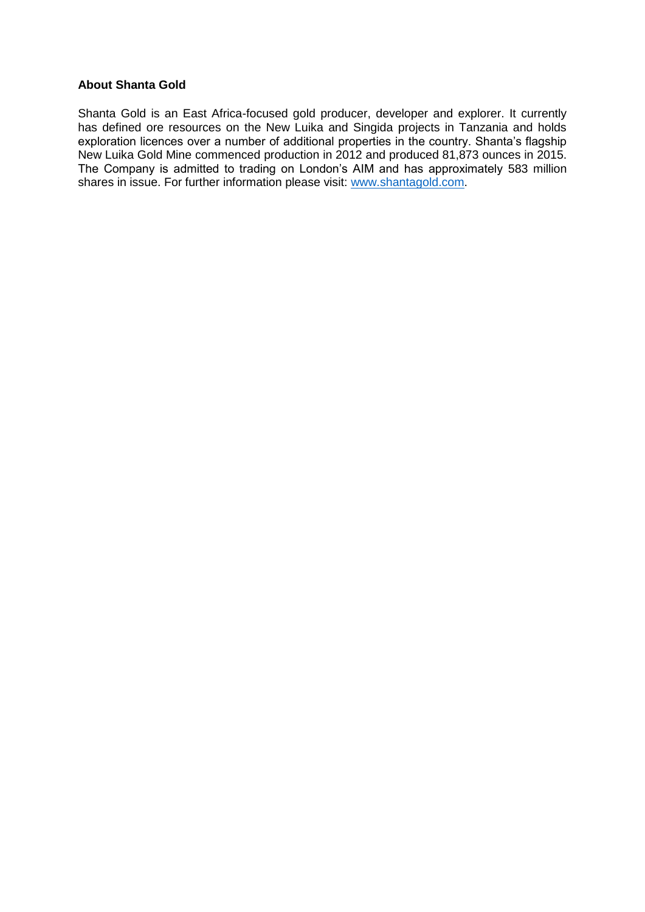**About Shanta Gold**

Shanta Gold is an East Africa-focused gold producer, developer and explorer. It currently has defined ore resources on the New Luika and Singida projects in Tanzania and holds exploration licences over a number of additional properties in the country. Shanta's flagship New Luika Gold Mine commenced production in 2012 and produced 81,873 ounces in 2015. The Company is admitted to trading on London's AIM and has approximately 583 million shares in issue. For further information please visit: [www.shantagold.com](http://www.shantagold.com).